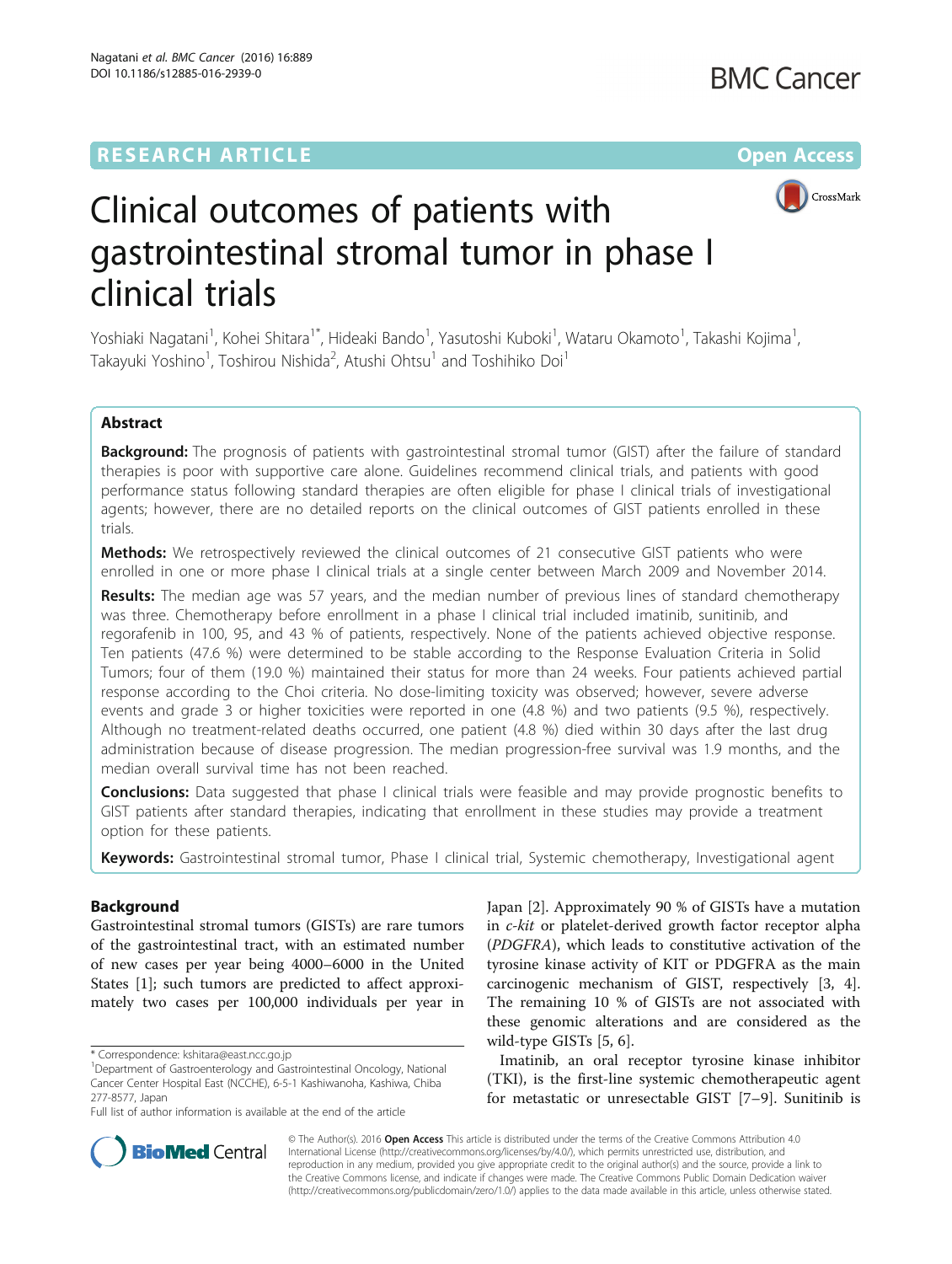RESEARCH ARTICLE

Open Access

# Clinical outcomes of patients with gastrointestinal stromal tumor in phase I clinical trials

Yoshiaki Nagatani[1], Kohei Shitara[1*], Hideaki Bando[1], Yasutoshi Kuboki[1], Wataru Okamoto[1], Takashi Kojima[1], Takayuki Yoshino[1], Toshirou Nishida[2], Atushi Ohtsu[1] and Toshihiko Doi[1]

## Abstract

**Background:** The prognosis of patients with gastrointestinal stromal tumor (GIST) after the failure of standard therapies is poor with supportive care alone. Guidelines recommend clinical trials, and patients with good performance status following standard therapies are often eligible for phase I clinical trials of investigational agents; however, there are no detailed reports on the clinical outcomes of GIST patients enrolled in these trials.

**Methods:** We retrospectively reviewed the clinical outcomes of 21 consecutive GIST patients who were enrolled in one or more phase I clinical trials at a single center between March 2009 and November 2014.

**Results:** The median age was 57 years, and the median number of previous lines of standard chemotherapy was three. Chemotherapy before enrollment in a phase I clinical trial included imatinib, sunitinib, and regorafenib in 100, 95, and 43 % of patients, respectively. None of the patients achieved objective response. Ten patients (47.6 %) were determined to be stable according to the Response Evaluation Criteria in Solid Tumors; four of them (19.0 %) maintained their status for more than 24 weeks. Four patients achieved partial response according to the Choi criteria. No dose-limiting toxicity was observed; however, severe adverse events and grade 3 or higher toxicities were reported in one (4.8 %) and two patients (9.5 %), respectively. Although no treatment-related deaths occurred, one patient (4.8 %) died within 30 days after the last drug administration because of disease progression. The median progression-free survival was 1.9 months, and the median overall survival time has not been reached.

**Conclusions:** Data suggested that phase I clinical trials were feasible and may provide prognostic benefits to GIST patients after standard therapies, indicating that enrollment in these studies may provide a treatment option for these patients.

**Keywords:** Gastrointestinal stromal tumor, Phase I clinical trial, Systemic chemotherapy, Investigational agent

## Background

Gastrointestinal stromal tumors (GISTs) are rare tumors of the gastrointestinal tract, with an estimated number of new cases per year being 4000–6000 in the United States [1]; such tumors are predicted to affect approximately two cases per 100,000 individuals per year in Japan [2]. Approximately 90 % of GISTs have a mutation in *c-kit* or platelet-derived growth factor receptor alpha (*PDGFRA*), which leads to constitutive activation of the tyrosine kinase activity of KIT or PDGFRA as the main carcinogenic mechanism of GIST, respectively [3, 4]. The remaining 10 % of GISTs are not associated with these genomic alterations and are considered as the wild-type GISTs [5, 6].

Imatinib, an oral receptor tyrosine kinase inhibitor (TKI), is the first-line systemic chemotherapeutic agent for metastatic or unresectable GIST [7–9]. Sunitinib is

* Correspondence: kshitara@east.ncc.go.jp
[1]Department of Gastroenterology and Gastrointestinal Oncology, National Cancer Center Hospital East (NCCHE), 6-5-1 Kashiwanoha, Kashiwa, Chiba 277-8577, Japan
Full list of author information is available at the end of the article

© The Author(s). 2016 **Open Access** This article is distributed under the terms of the Creative Commons Attribution 4.0 International License (http://creativecommons.org/licenses/by/4.0/), which permits unrestricted use, distribution, and reproduction in any medium, provided you give appropriate credit to the original author(s) and the source, provide a link to the Creative Commons license, and indicate if changes were made. The Creative Commons Public Domain Dedication waiver (http://creativecommons.org/publicdomain/zero/1.0/) applies to the data made available in this article, unless otherwise stated.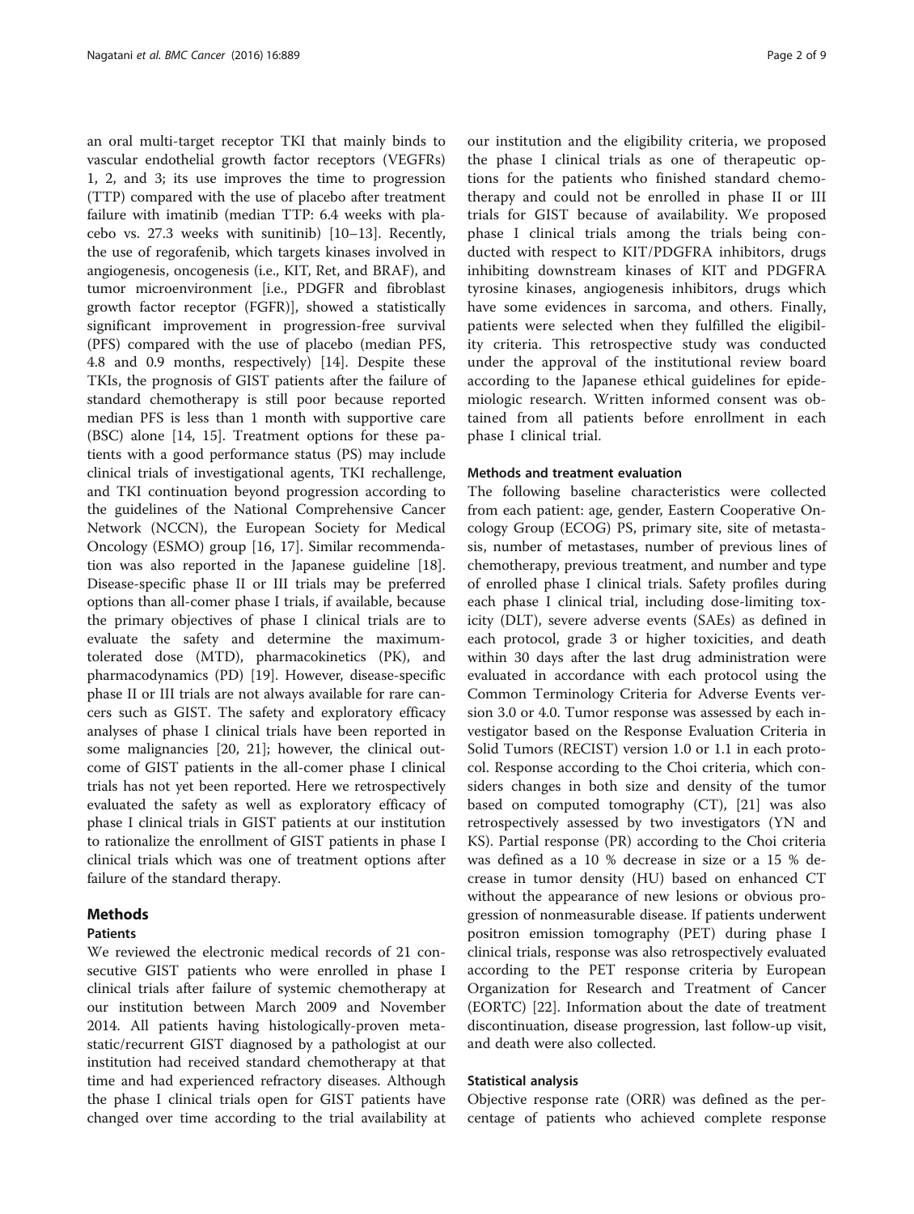an oral multi-target receptor TKI that mainly binds to vascular endothelial growth factor receptors (VEGFRs) 1, 2, and 3; its use improves the time to progression (TTP) compared with the use of placebo after treatment failure with imatinib (median TTP: 6.4 weeks with placebo vs. 27.3 weeks with sunitinib) [10–13]. Recently, the use of regorafenib, which targets kinases involved in angiogenesis, oncogenesis (i.e., KIT, Ret, and BRAF), and tumor microenvironment [i.e., PDGFR and fibroblast growth factor receptor (FGFR)], showed a statistically significant improvement in progression-free survival (PFS) compared with the use of placebo (median PFS, 4.8 and 0.9 months, respectively) [14]. Despite these TKIs, the prognosis of GIST patients after the failure of standard chemotherapy is still poor because reported median PFS is less than 1 month with supportive care (BSC) alone [14, 15]. Treatment options for these patients with a good performance status (PS) may include clinical trials of investigational agents, TKI rechallenge, and TKI continuation beyond progression according to the guidelines of the National Comprehensive Cancer Network (NCCN), the European Society for Medical Oncology (ESMO) group [16, 17]. Similar recommendation was also reported in the Japanese guideline [18]. Disease-specific phase II or III trials may be preferred options than all-comer phase I trials, if available, because the primary objectives of phase I clinical trials are to evaluate the safety and determine the maximum-tolerated dose (MTD), pharmacokinetics (PK), and pharmacodynamics (PD) [19]. However, disease-specific phase II or III trials are not always available for rare cancers such as GIST. The safety and exploratory efficacy analyses of phase I clinical trials have been reported in some malignancies [20, 21]; however, the clinical outcome of GIST patients in the all-comer phase I clinical trials has not yet been reported. Here we retrospectively evaluated the safety as well as exploratory efficacy of phase I clinical trials in GIST patients at our institution to rationalize the enrollment of GIST patients in phase I clinical trials which was one of treatment options after failure of the standard therapy.

## Methods

### Patients

We reviewed the electronic medical records of 21 consecutive GIST patients who were enrolled in phase I clinical trials after failure of systemic chemotherapy at our institution between March 2009 and November 2014. All patients having histologically-proven metastatic/recurrent GIST diagnosed by a pathologist at our institution had received standard chemotherapy at that time and had experienced refractory diseases. Although the phase I clinical trials open for GIST patients have changed over time according to the trial availability at our institution and the eligibility criteria, we proposed the phase I clinical trials as one of therapeutic options for the patients who finished standard chemotherapy and could not be enrolled in phase II or III trials for GIST because of availability. We proposed phase I clinical trials among the trials being conducted with respect to KIT/PDGFRA inhibitors, drugs inhibiting downstream kinases of KIT and PDGFRA tyrosine kinases, angiogenesis inhibitors, drugs which have some evidences in sarcoma, and others. Finally, patients were selected when they fulfilled the eligibility criteria. This retrospective study was conducted under the approval of the institutional review board according to the Japanese ethical guidelines for epidemiologic research. Written informed consent was obtained from all patients before enrollment in each phase I clinical trial.

### Methods and treatment evaluation

The following baseline characteristics were collected from each patient: age, gender, Eastern Cooperative Oncology Group (ECOG) PS, primary site, site of metastasis, number of metastases, number of previous lines of chemotherapy, previous treatment, and number and type of enrolled phase I clinical trials. Safety profiles during each phase I clinical trial, including dose-limiting toxicity (DLT), severe adverse events (SAEs) as defined in each protocol, grade 3 or higher toxicities, and death within 30 days after the last drug administration were evaluated in accordance with each protocol using the Common Terminology Criteria for Adverse Events version 3.0 or 4.0. Tumor response was assessed by each investigator based on the Response Evaluation Criteria in Solid Tumors (RECIST) version 1.0 or 1.1 in each protocol. Response according to the Choi criteria, which considers changes in both size and density of the tumor based on computed tomography (CT), [21] was also retrospectively assessed by two investigators (YN and KS). Partial response (PR) according to the Choi criteria was defined as a 10 % decrease in size or a 15 % decrease in tumor density (HU) based on enhanced CT without the appearance of new lesions or obvious progression of nonmeasurable disease. If patients underwent positron emission tomography (PET) during phase I clinical trials, response was also retrospectively evaluated according to the PET response criteria by European Organization for Research and Treatment of Cancer (EORTC) [22]. Information about the date of treatment discontinuation, disease progression, last follow-up visit, and death were also collected.

### Statistical analysis

Objective response rate (ORR) was defined as the percentage of patients who achieved complete response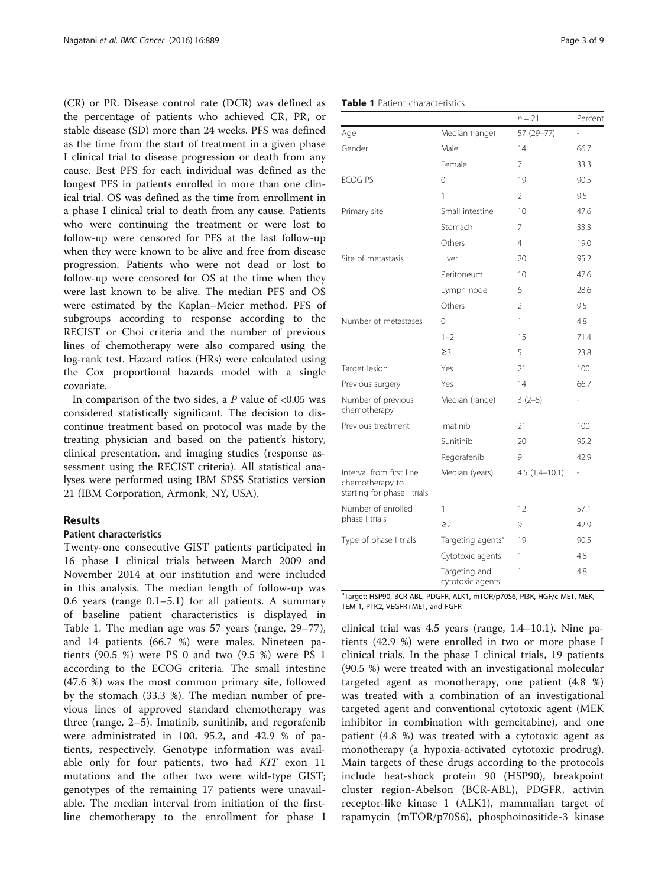(CR) or PR. Disease control rate (DCR) was defined as the percentage of patients who achieved CR, PR, or stable disease (SD) more than 24 weeks. PFS was defined as the time from the start of treatment in a given phase I clinical trial to disease progression or death from any cause. Best PFS for each individual was defined as the longest PFS in patients enrolled in more than one clinical trial. OS was defined as the time from enrollment in a phase I clinical trial to death from any cause. Patients who were continuing the treatment or were lost to follow-up were censored for PFS at the last follow-up when they were known to be alive and free from disease progression. Patients who were not dead or lost to follow-up were censored for OS at the time when they were last known to be alive. The median PFS and OS were estimated by the Kaplan–Meier method. PFS of subgroups according to response according to the RECIST or Choi criteria and the number of previous lines of chemotherapy were also compared using the log-rank test. Hazard ratios (HRs) were calculated using the Cox proportional hazards model with a single covariate.

In comparison of the two sides, a $P$ value of <0.05 was considered statistically significant. The decision to discontinue treatment based on protocol was made by the treating physician and based on the patient's history, clinical presentation, and imaging studies (response assessment using the RECIST criteria). All statistical analyses were performed using IBM SPSS Statistics version 21 (IBM Corporation, Armonk, NY, USA).

## Results

### Patient characteristics

Twenty-one consecutive GIST patients participated in 16 phase I clinical trials between March 2009 and November 2014 at our institution and were included in this analysis. The median length of follow-up was 0.6 years (range 0.1–5.1) for all patients. A summary of baseline patient characteristics is displayed in Table 1. The median age was 57 years (range, 29–77), and 14 patients (66.7 %) were males. Nineteen patients (90.5 %) were PS 0 and two (9.5 %) were PS 1 according to the ECOG criteria. The small intestine (47.6 %) was the most common primary site, followed by the stomach (33.3 %). The median number of previous lines of approved standard chemotherapy was three (range, 2–5). Imatinib, sunitinib, and regorafenib were administrated in 100, 95.2, and 42.9 % of patients, respectively. Genotype information was available only for four patients, two had *KIT* exon 11 mutations and the other two were wild-type GIST; genotypes of the remaining 17 patients were unavailable. The median interval from initiation of the first-line chemotherapy to the enrollment for phase I clinical trial was 4.5 years (range, 1.4–10.1). Nine patients (42.9 %) were enrolled in two or more phase I clinical trials. In the phase I clinical trials, 19 patients (90.5 %) were treated with an investigational molecular targeted agent as monotherapy, one patient (4.8 %) was treated with a combination of an investigational targeted agent and conventional cytotoxic agent (MEK inhibitor in combination with gemcitabine), and one patient (4.8 %) was treated with a cytotoxic agent as monotherapy (a hypoxia-activated cytotoxic prodrug). Main targets of these drugs according to the protocols include heat-shock protein 90 (HSP90), breakpoint cluster region-Abelson (BCR-ABL), PDGFR, activin receptor-like kinase 1 (ALK1), mammalian target of rapamycin (mTOR/p70S6), phosphoinositide-3 kinase

**Table 1** Patient characteristics

| | | $n = 21$ | Percent |
|---|---|---|---|
| Age | Median (range) | 57 (29–77) | - |
| Gender | Male | 14 | 66.7 |
| | Female | 7 | 33.3 |
| ECOG PS | 0 | 19 | 90.5 |
| | 1 | 2 | 9.5 |
| Primary site | Small intestine | 10 | 47.6 |
| | Stomach | 7 | 33.3 |
| | Others | 4 | 19.0 |
| Site of metastasis | Liver | 20 | 95.2 |
| | Peritoneum | 10 | 47.6 |
| | Lymph node | 6 | 28.6 |
| | Others | 2 | 9.5 |
| Number of metastases | 0 | 1 | 4.8 |
| | 1–2 | 15 | 71.4 |
| | ≥3 | 5 | 23.8 |
| Target lesion | Yes | 21 | 100 |
| Previous surgery | Yes | 14 | 66.7 |
| Number of previous chemotherapy | Median (range) | 3 (2–5) | - |
| Previous treatment | Imatinib | 21 | 100 |
| | Sunitinib | 20 | 95.2 |
| | Regorafenib | 9 | 42.9 |
| Interval from first line chemotherapy to starting for phase I trials | Median (years) | 4.5 (1.4–10.1) | - |
| Number of enrolled phase I trials | 1 | 12 | 57.1 |
| | ≥2 | 9 | 42.9 |
| Type of phase I trials | Targeting agents[a] | 19 | 90.5 |
| | Cytotoxic agents | 1 | 4.8 |
| | Targeting and cytotoxic agents | 1 | 4.8 |

[a]Target: HSP90, BCR-ABL, PDGFR, ALK1, mTOR/p70S6, PI3K, HGF/c-MET, MEK, TEM-1, PTK2, VEGFR+MET, and FGFR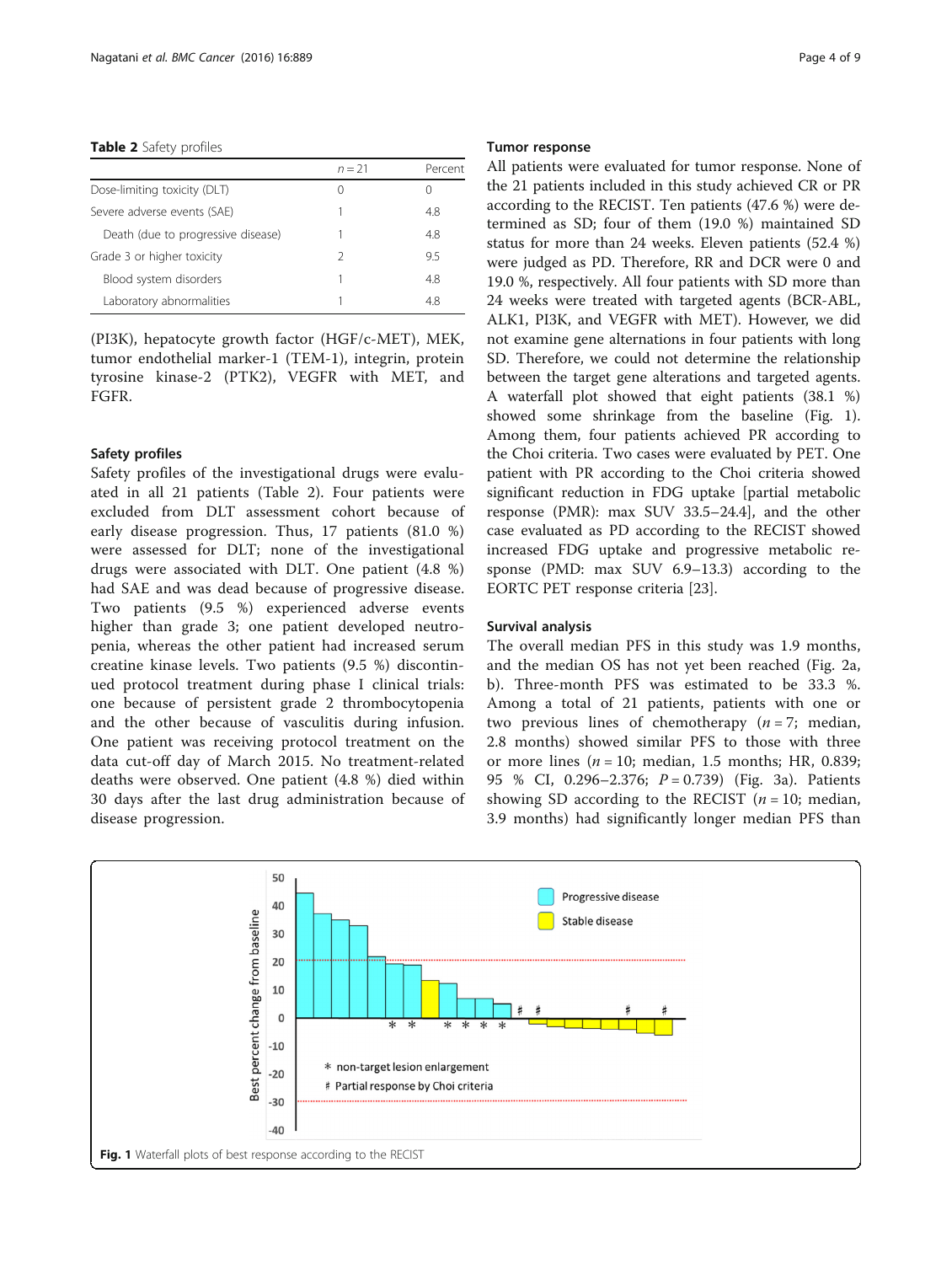**Table 2** Safety profiles

| | $n = 21$ | Percent |
|---|---|---|
| Dose-limiting toxicity (DLT) | 0 | 0 |
| Severe adverse events (SAE) | 1 | 4.8 |
| Death (due to progressive disease) | 1 | 4.8 |
| Grade 3 or higher toxicity | 2 | 9.5 |
| Blood system disorders | 1 | 4.8 |
| Laboratory abnormalities | 1 | 4.8 |

(PI3K), hepatocyte growth factor (HGF/c-MET), MEK, tumor endothelial marker-1 (TEM-1), integrin, protein tyrosine kinase-2 (PTK2), VEGFR with MET, and FGFR.

### Safety profiles

Safety profiles of the investigational drugs were evaluated in all 21 patients (Table 2). Four patients were excluded from DLT assessment cohort because of early disease progression. Thus, 17 patients (81.0 %) were assessed for DLT; none of the investigational drugs were associated with DLT. One patient (4.8 %) had SAE and was dead because of progressive disease. Two patients (9.5 %) experienced adverse events higher than grade 3; one patient developed neutropenia, whereas the other patient had increased serum creatine kinase levels. Two patients (9.5 %) discontinued protocol treatment during phase I clinical trials: one because of persistent grade 2 thrombocytopenia and the other because of vasculitis during infusion. One patient was receiving protocol treatment on the data cut-off day of March 2015. No treatment-related deaths were observed. One patient (4.8 %) died within 30 days after the last drug administration because of disease progression.

### Tumor response

All patients were evaluated for tumor response. None of the 21 patients included in this study achieved CR or PR according to the RECIST. Ten patients (47.6 %) were determined as SD; four of them (19.0 %) maintained SD status for more than 24 weeks. Eleven patients (52.4 %) were judged as PD. Therefore, RR and DCR were 0 and 19.0 %, respectively. All four patients with SD more than 24 weeks were treated with targeted agents (BCR-ABL, ALK1, PI3K, and VEGFR with MET). However, we did not examine gene alternations in four patients with long SD. Therefore, we could not determine the relationship between the target gene alterations and targeted agents. A waterfall plot showed that eight patients (38.1 %) showed some shrinkage from the baseline (Fig. 1). Among them, four patients achieved PR according to the Choi criteria. Two cases were evaluated by PET. One patient with PR according to the Choi criteria showed significant reduction in FDG uptake [partial metabolic response (PMR): max SUV 33.5–24.4], and the other case evaluated as PD according to the RECIST showed increased FDG uptake and progressive metabolic response (PMD: max SUV 6.9–13.3) according to the EORTC PET response criteria [23].

### Survival analysis

The overall median PFS in this study was 1.9 months, and the median OS has not yet been reached (Fig. 2a, b). Three-month PFS was estimated to be 33.3 %. Among a total of 21 patients, patients with one or two previous lines of chemotherapy ($n = 7$; median, 2.8 months) showed similar PFS to those with three or more lines ($n = 10$; median, 1.5 months; HR, 0.839; 95 % CI, 0.296–2.376; $P = 0.739$) (Fig. 3a). Patients showing SD according to the RECIST ($n = 10$; median, 3.9 months) had significantly longer median PFS than

**Fig. 1** Waterfall plots of best response according to the RECIST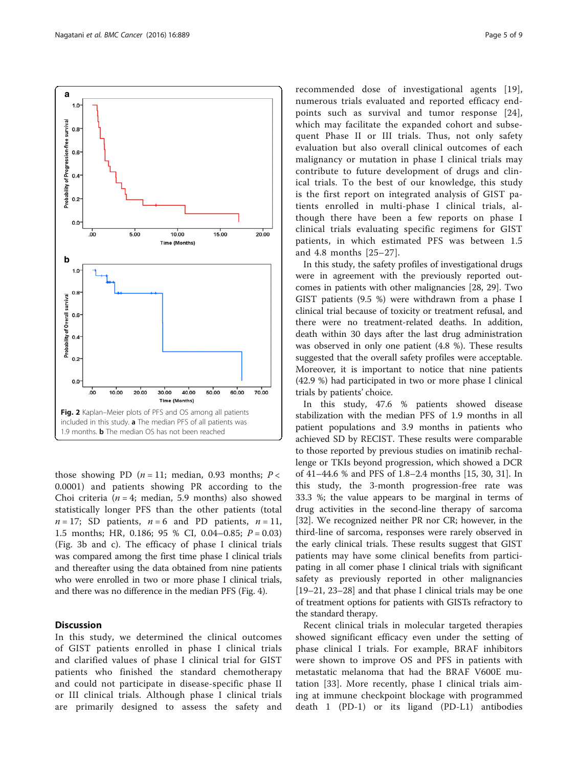Fig. 2 Kaplan–Meier plots of PFS and OS among all patients included in this study. **a** The median PFS of all patients was 1.9 months. **b** The median OS has not been reached

those showing PD ($n = 11$; median, 0.93 months; $P < 0.0001$) and patients showing PR according to the Choi criteria ($n = 4$; median, 5.9 months) also showed statistically longer PFS than the other patients (total $n = 17$; SD patients, $n = 6$ and PD patients, $n = 11$, 1.5 months; HR, 0.186; 95 % CI, 0.04–0.85; $P = 0.03$) (Fig. 3b and c). The efficacy of phase I clinical trials was compared among the first time phase I clinical trials and thereafter using the data obtained from nine patients who were enrolled in two or more phase I clinical trials, and there was no difference in the median PFS (Fig. 4).

## Discussion

In this study, we determined the clinical outcomes of GIST patients enrolled in phase I clinical trials and clarified values of phase I clinical trial for GIST patients who finished the standard chemotherapy and could not participate in disease-specific phase II or III clinical trials. Although phase I clinical trials are primarily designed to assess the safety and recommended dose of investigational agents [19], numerous trials evaluated and reported efficacy endpoints such as survival and tumor response [24], which may facilitate the expanded cohort and subsequent Phase II or III trials. Thus, not only safety evaluation but also overall clinical outcomes of each malignancy or mutation in phase I clinical trials may contribute to future development of drugs and clinical trials. To the best of our knowledge, this study is the first report on integrated analysis of GIST patients enrolled in multi-phase I clinical trials, although there have been a few reports on phase I clinical trials evaluating specific regimens for GIST patients, in which estimated PFS was between 1.5 and 4.8 months [25–27].

In this study, the safety profiles of investigational drugs were in agreement with the previously reported outcomes in patients with other malignancies [28, 29]. Two GIST patients (9.5 %) were withdrawn from a phase I clinical trial because of toxicity or treatment refusal, and there were no treatment-related deaths. In addition, death within 30 days after the last drug administration was observed in only one patient (4.8 %). These results suggested that the overall safety profiles were acceptable. Moreover, it is important to notice that nine patients (42.9 %) had participated in two or more phase I clinical trials by patients' choice.

In this study, 47.6 % patients showed disease stabilization with the median PFS of 1.9 months in all patient populations and 3.9 months in patients who achieved SD by RECIST. These results were comparable to those reported by previous studies on imatinib rechallenge or TKIs beyond progression, which showed a DCR of 41–44.6 % and PFS of 1.8–2.4 months [15, 30, 31]. In this study, the 3-month progression-free rate was 33.3 %; the value appears to be marginal in terms of drug activities in the second-line therapy of sarcoma [32]. We recognized neither PR nor CR; however, in the third-line of sarcoma, responses were rarely observed in the early clinical trials. These results suggest that GIST patients may have some clinical benefits from participating in all comer phase I clinical trials with significant safety as previously reported in other malignancies [19–21, 23–28] and that phase I clinical trials may be one of treatment options for patients with GISTs refractory to the standard therapy.

Recent clinical trials in molecular targeted therapies showed significant efficacy even under the setting of phase clinical I trials. For example, BRAF inhibitors were shown to improve OS and PFS in patients with metastatic melanoma that had the BRAF V600E mutation [33]. More recently, phase I clinical trials aiming at immune checkpoint blockage with programmed death 1 (PD-1) or its ligand (PD-L1) antibodies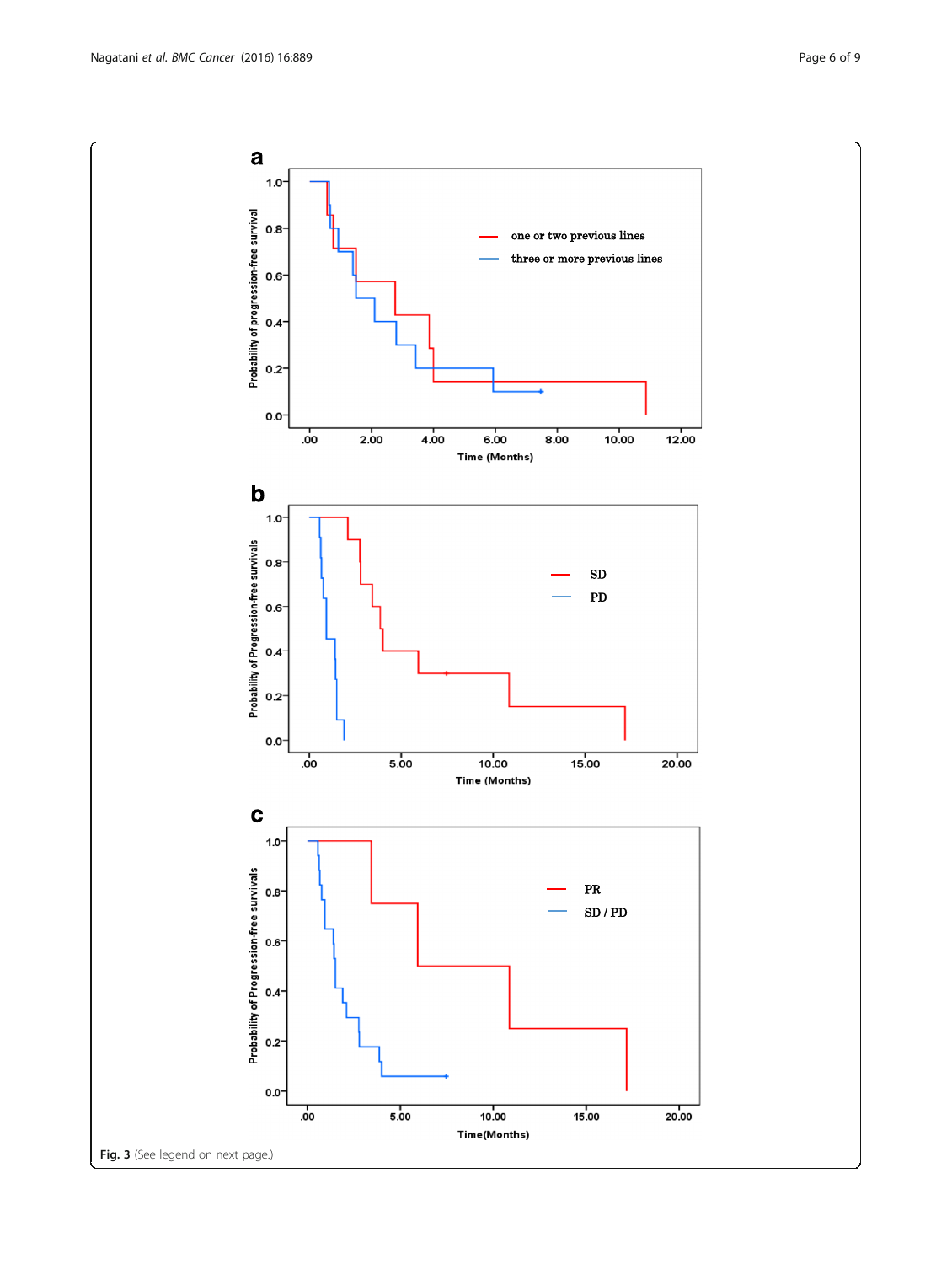**Fig. 3** (See legend on next page.)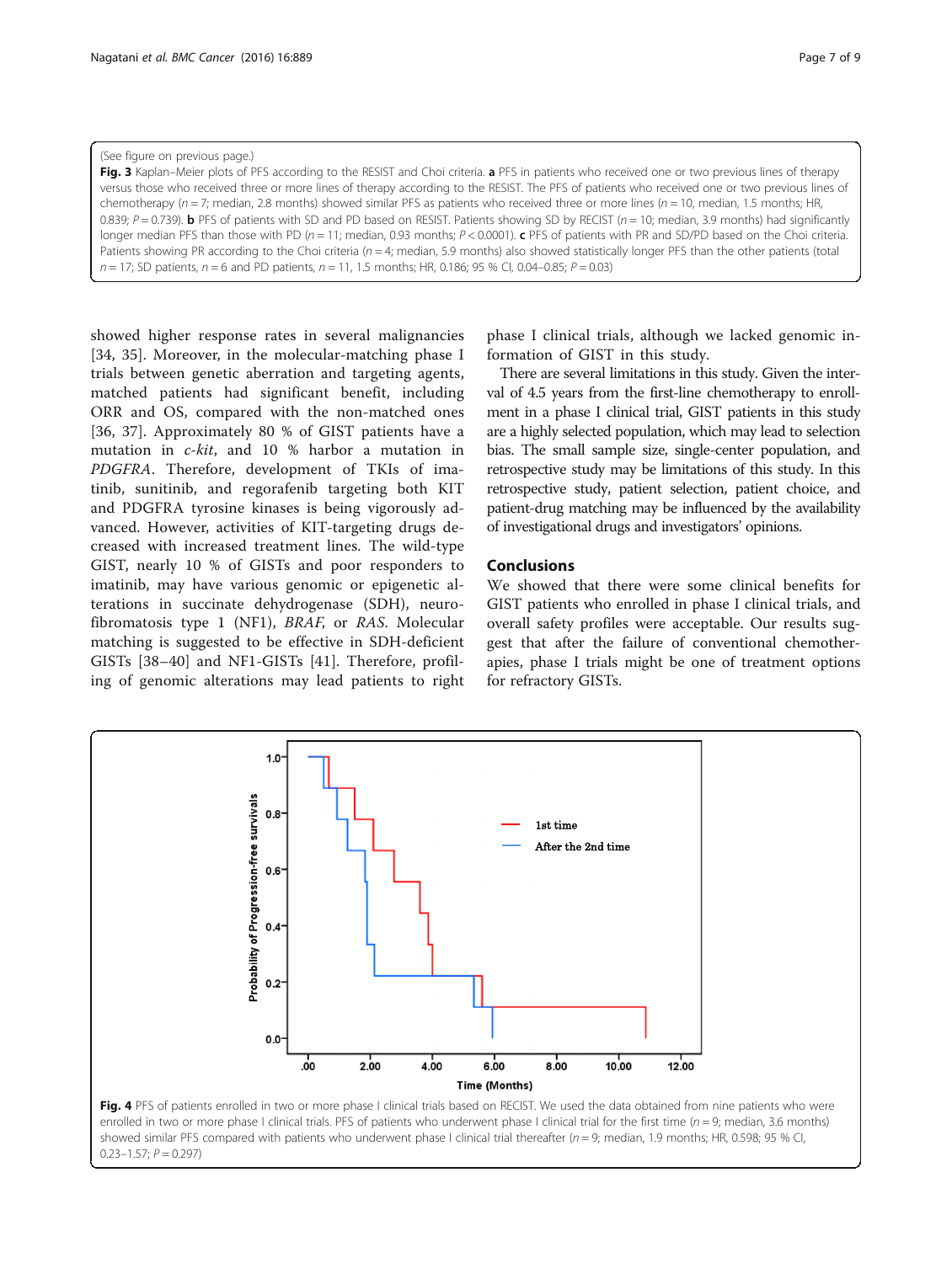(See figure on previous page.)

**Fig. 3** Kaplan–Meier plots of PFS according to the RESIST and Choi criteria. **a** PFS in patients who received one or two previous lines of therapy versus those who received three or more lines of therapy according to the RESIST. The PFS of patients who received one or two previous lines of chemotherapy ($n = 7$; median, 2.8 months) showed similar PFS as patients who received three or more lines ($n = 10$, median, 1.5 months; HR, 0.839; $P = 0.739$). **b** PFS of patients with SD and PD based on RESIST. Patients showing SD by RECIST ($n = 10$; median, 3.9 months) had significantly longer median PFS than those with PD ($n = 11$; median, 0.93 months; $P < 0.0001$). **c** PFS of patients with PR and SD/PD based on the Choi criteria. Patients showing PR according to the Choi criteria ($n = 4$; median, 5.9 months) also showed statistically longer PFS than the other patients (total $n = 17$; SD patients, $n = 6$ and PD patients, $n = 11$, 1.5 months; HR, 0.186; 95 % CI, 0.04–0.85; $P = 0.03$)

showed higher response rates in several malignancies [34, 35]. Moreover, in the molecular-matching phase I trials between genetic aberration and targeting agents, matched patients had significant benefit, including ORR and OS, compared with the non-matched ones [36, 37]. Approximately 80 % of GIST patients have a mutation in *c-kit*, and 10 % harbor a mutation in *PDGFRA*. Therefore, development of TKIs of imatinib, sunitinib, and regorafenib targeting both KIT and PDGFRA tyrosine kinases is being vigorously advanced. However, activities of KIT-targeting drugs decreased with increased treatment lines. The wild-type GIST, nearly 10 % of GISTs and poor responders to imatinib, may have various genomic or epigenetic alterations in succinate dehydrogenase (SDH), neurofibromatosis type 1 (NF1), *BRAF*, or *RAS*. Molecular matching is suggested to be effective in SDH-deficient GISTs [38–40] and NF1-GISTs [41]. Therefore, profiling of genomic alterations may lead patients to right phase I clinical trials, although we lacked genomic information of GIST in this study.

There are several limitations in this study. Given the interval of 4.5 years from the first-line chemotherapy to enrollment in a phase I clinical trial, GIST patients in this study are a highly selected population, which may lead to selection bias. The small sample size, single-center population, and retrospective study may be limitations of this study. In this retrospective study, patient selection, patient choice, and patient-drug matching may be influenced by the availability of investigational drugs and investigators' opinions.

## Conclusions

We showed that there were some clinical benefits for GIST patients who enrolled in phase I clinical trials, and overall safety profiles were acceptable. Our results suggest that after the failure of conventional chemotherapies, phase I trials might be one of treatment options for refractory GISTs.

**Fig. 4** PFS of patients enrolled in two or more phase I clinical trials based on RECIST. We used the data obtained from nine patients who were enrolled in two or more phase I clinical trials. PFS of patients who underwent phase I clinical trial for the first time ($n = 9$; median, 3.6 months) showed similar PFS compared with patients who underwent phase I clinical trial thereafter ($n = 9$; median, 1.9 months; HR, 0.598; 95 % CI, 0.23–1.57; $P = 0.297$)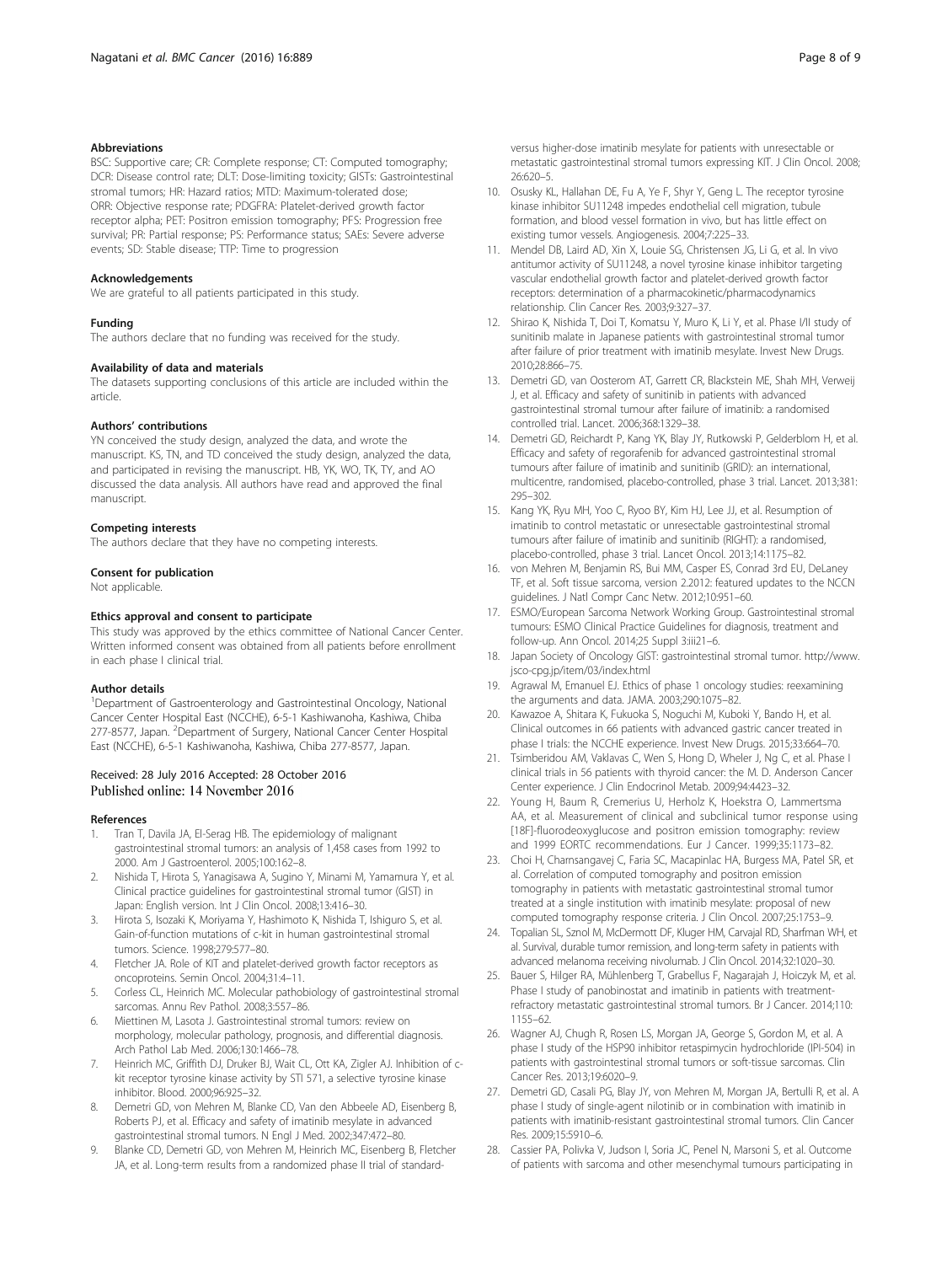## Abbreviations

BSC: Supportive care; CR: Complete response; CT: Computed tomography; DCR: Disease control rate; DLT: Dose-limiting toxicity; GISTs: Gastrointestinal stromal tumors; HR: Hazard ratios; MTD: Maximum-tolerated dose; ORR: Objective response rate; PDGFRA: Platelet-derived growth factor receptor alpha; PET: Positron emission tomography; PFS: Progression free survival; PR: Partial response; PS: Performance status; SAEs: Severe adverse events; SD: Stable disease; TTP: Time to progression

## Acknowledgements

We are grateful to all patients participated in this study.

## Funding

The authors declare that no funding was received for the study.

## Availability of data and materials

The datasets supporting conclusions of this article are included within the article.

## Authors' contributions

YN conceived the study design, analyzed the data, and wrote the manuscript. KS, TN, and TD conceived the study design, analyzed the data, and participated in revising the manuscript. HB, YK, WO, TK, TY, and AO discussed the data analysis. All authors have read and approved the final manuscript.

## Competing interests

The authors declare that they have no competing interests.

## Consent for publication

Not applicable.

## Ethics approval and consent to participate

This study was approved by the ethics committee of National Cancer Center. Written informed consent was obtained from all patients before enrollment in each phase I clinical trial.

## Author details

[1]Department of Gastroenterology and Gastrointestinal Oncology, National Cancer Center Hospital East (NCCHE), 6-5-1 Kashiwanoha, Kashiwa, Chiba 277-8577, Japan. [2]Department of Surgery, National Cancer Center Hospital East (NCCHE), 6-5-1 Kashiwanoha, Kashiwa, Chiba 277-8577, Japan.

Received: 28 July 2016 Accepted: 28 October 2016
Published online: 14 November 2016

## References

1. Tran T, Davila JA, El-Serag HB. The epidemiology of malignant gastrointestinal stromal tumors: an analysis of 1,458 cases from 1992 to 2000. Am J Gastroenterol. 2005;100:162–8.
2. Nishida T, Hirota S, Yanagisawa A, Sugino Y, Minami M, Yamamura Y, et al. Clinical practice guidelines for gastrointestinal stromal tumor (GIST) in Japan: English version. Int J Clin Oncol. 2008;13:416–30.
3. Hirota S, Isozaki K, Moriyama Y, Hashimoto K, Nishida T, Ishiguro S, et al. Gain-of-function mutations of c-kit in human gastrointestinal stromal tumors. Science. 1998;279:577–80.
4. Fletcher JA. Role of KIT and platelet-derived growth factor receptors as oncoproteins. Semin Oncol. 2004;31:4–11.
5. Corless CL, Heinrich MC. Molecular pathobiology of gastrointestinal stromal sarcomas. Annu Rev Pathol. 2008;3:557–86.
6. Miettinen M, Lasota J. Gastrointestinal stromal tumors: review on morphology, molecular pathology, prognosis, and differential diagnosis. Arch Pathol Lab Med. 2006;130:1466–78.
7. Heinrich MC, Griffith DJ, Druker BJ, Wait CL, Ott KA, Zigler AJ. Inhibition of c-kit receptor tyrosine kinase activity by STI 571, a selective tyrosine kinase inhibitor. Blood. 2000;96:925–32.
8. Demetri GD, von Mehren M, Blanke CD, Van den Abbeele AD, Eisenberg B, Roberts PJ, et al. Efficacy and safety of imatinib mesylate in advanced gastrointestinal stromal tumors. N Engl J Med. 2002;347:472–80.
9. Blanke CD, Demetri GD, von Mehren M, Heinrich MC, Eisenberg B, Fletcher JA, et al. Long-term results from a randomized phase II trial of standard-versus higher-dose imatinib mesylate for patients with unresectable or metastatic gastrointestinal stromal tumors expressing KIT. J Clin Oncol. 2008; 26:620–5.
10. Osusky KL, Hallahan DE, Fu A, Ye F, Shyr Y, Geng L. The receptor tyrosine kinase inhibitor SU11248 impedes endothelial cell migration, tubule formation, and blood vessel formation in vivo, but has little effect on existing tumor vessels. Angiogenesis. 2004;7:225–33.
11. Mendel DB, Laird AD, Xin X, Louie SG, Christensen JG, Li G, et al. In vivo antitumor activity of SU11248, a novel tyrosine kinase inhibitor targeting vascular endothelial growth factor and platelet-derived growth factor receptors: determination of a pharmacokinetic/pharmacodynamics relationship. Clin Cancer Res. 2003;9:327–37.
12. Shirao K, Nishida T, Doi T, Komatsu Y, Muro K, Li Y, et al. Phase I/II study of sunitinib malate in Japanese patients with gastrointestinal stromal tumor after failure of prior treatment with imatinib mesylate. Invest New Drugs. 2010;28:866–75.
13. Demetri GD, van Oosterom AT, Garrett CR, Blackstein ME, Shah MH, Verweij J, et al. Efficacy and safety of sunitinib in patients with advanced gastrointestinal stromal tumour after failure of imatinib: a randomised controlled trial. Lancet. 2006;368:1329–38.
14. Demetri GD, Reichardt P, Kang YK, Blay JY, Rutkowski P, Gelderblom H, et al. Efficacy and safety of regorafenib for advanced gastrointestinal stromal tumours after failure of imatinib and sunitinib (GRID): an international, multicentre, randomised, placebo-controlled, phase 3 trial. Lancet. 2013;381: 295–302.
15. Kang YK, Ryu MH, Yoo C, Ryoo BY, Kim HJ, Lee JJ, et al. Resumption of imatinib to control metastatic or unresectable gastrointestinal stromal tumours after failure of imatinib and sunitinib (RIGHT): a randomised, placebo-controlled, phase 3 trial. Lancet Oncol. 2013;14:1175–82.
16. von Mehren M, Benjamin RS, Bui MM, Casper ES, Conrad 3rd EU, DeLaney TF, et al. Soft tissue sarcoma, version 2.2012: featured updates to the NCCN guidelines. J Natl Compr Canc Netw. 2012;10:951–60.
17. ESMO/European Sarcoma Network Working Group. Gastrointestinal stromal tumours: ESMO Clinical Practice Guidelines for diagnosis, treatment and follow-up. Ann Oncol. 2014;25 Suppl 3:iii21–6.
18. Japan Society of Oncology GIST: gastrointestinal stromal tumor. http://www.jsco-cpg.jp/item/03/index.html
19. Agrawal M, Emanuel EJ. Ethics of phase 1 oncology studies: reexamining the arguments and data. JAMA. 2003;290:1075–82.
20. Kawazoe A, Shitara K, Fukuoka S, Noguchi M, Kuboki Y, Bando H, et al. Clinical outcomes in 66 patients with advanced gastric cancer treated in phase I trials: the NCCHE experience. Invest New Drugs. 2015;33:664–70.
21. Tsimberidou AM, Vaklavas C, Wen S, Hong D, Wheler J, Ng C, et al. Phase I clinical trials in 56 patients with thyroid cancer: the M. D. Anderson Cancer Center experience. J Clin Endocrinol Metab. 2009;94:4423–32.
22. Young H, Baum R, Cremerius U, Herholz K, Hoekstra O, Lammertsma AA, et al. Measurement of clinical and subclinical tumor response using [18F]-fluorodeoxyglucose and positron emission tomography: review and 1999 EORTC recommendations. Eur J Cancer. 1999;35:1173–82.
23. Choi H, Charnsangavej C, Faria SC, Macapinlac HA, Burgess MA, Patel SR, et al. Correlation of computed tomography and positron emission tomography in patients with metastatic gastrointestinal stromal tumor treated at a single institution with imatinib mesylate: proposal of new computed tomography response criteria. J Clin Oncol. 2007;25:1753–9.
24. Topalian SL, Sznol M, McDermott DF, Kluger HM, Carvajal RD, Sharfman WH, et al. Survival, durable tumor remission, and long-term safety in patients with advanced melanoma receiving nivolumab. J Clin Oncol. 2014;32:1020–30.
25. Bauer S, Hilger RA, Mühlenberg T, Grabellus F, Nagarajah J, Hoiczyk M, et al. Phase I study of panobinostat and imatinib in patients with treatment-refractory metastatic gastrointestinal stromal tumors. Br J Cancer. 2014;110: 1155–62.
26. Wagner AJ, Chugh R, Rosen LS, Morgan JA, George S, Gordon M, et al. A phase I study of the HSP90 inhibitor retaspimycin hydrochloride (IPI-504) in patients with gastrointestinal stromal tumors or soft-tissue sarcomas. Clin Cancer Res. 2013;19:6020–9.
27. Demetri GD, Casali PG, Blay JY, von Mehren M, Morgan JA, Bertulli R, et al. A phase I study of single-agent nilotinib or in combination with imatinib in patients with imatinib-resistant gastrointestinal stromal tumors. Clin Cancer Res. 2009;15:5910–6.
28. Cassier PA, Polivka V, Judson I, Soria JC, Penel N, Marsoni S, et al. Outcome of patients with sarcoma and other mesenchymal tumours participating in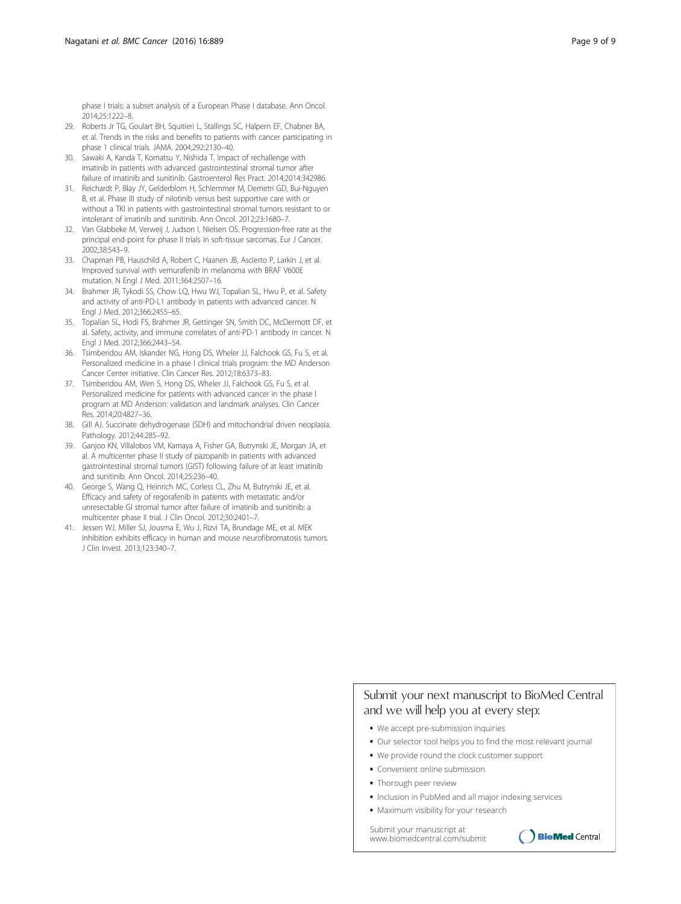phase I trials: a subset analysis of a European Phase I database. Ann Oncol. 2014;25:1222–8.

29. Roberts Jr TG, Goulart BH, Squitieri L, Stallings SC, Halpern EF, Chabner BA, et al. Trends in the risks and benefits to patients with cancer participating in phase 1 clinical trials. JAMA. 2004;292:2130–40.
30. Sawaki A, Kanda T, Komatsu Y, Nishida T. Impact of rechallenge with imatinib in patients with advanced gastrointestinal stromal tumor after failure of imatinib and sunitinib. Gastroenterol Res Pract. 2014;2014:342986.
31. Reichardt P, Blay JY, Gelderblom H, Schlemmer M, Demetri GD, Bui-Nguyen B, et al. Phase III study of nilotinib versus best supportive care with or without a TKI in patients with gastrointestinal stromal tumors resistant to or intolerant of imatinib and sunitinib. Ann Oncol. 2012;23:1680–7.
32. Van Glabbeke M, Verweij J, Judson I, Nielsen OS. Progression-free rate as the principal end-point for phase II trials in soft-tissue sarcomas. Eur J Cancer. 2002;38:543–9.
33. Chapman PB, Hauschild A, Robert C, Haanen JB, Ascierto P, Larkin J, et al. Improved survival with vemurafenib in melanoma with BRAF V600E mutation. N Engl J Med. 2011;364:2507–16.
34. Brahmer JR, Tykodi SS, Chow LQ, Hwu WJ, Topalian SL, Hwu P, et al. Safety and activity of anti-PD-L1 antibody in patients with advanced cancer. N Engl J Med. 2012;366:2455–65.
35. Topalian SL, Hodi FS, Brahmer JR, Gettinger SN, Smith DC, McDermott DF, et al. Safety, activity, and immune correlates of anti-PD-1 antibody in cancer. N Engl J Med. 2012;366:2443–54.
36. Tsimberidou AM, Iskander NG, Hong DS, Wheler JJ, Falchook GS, Fu S, et al. Personalized medicine in a phase I clinical trials program: the MD Anderson Cancer Center initiative. Clin Cancer Res. 2012;18:6373–83.
37. Tsimberidou AM, Wen S, Hong DS, Wheler JJ, Falchook GS, Fu S, et al. Personalized medicine for patients with advanced cancer in the phase I program at MD Anderson: validation and landmark analyses. Clin Cancer Res. 2014;20:4827–36.
38. Gill AJ. Succinate dehydrogenase (SDH) and mitochondrial driven neoplasia. Pathology. 2012;44:285–92.
39. Ganjoo KN, Villalobos VM, Kamaya A, Fisher GA, Butrynski JE, Morgan JA, et al. A multicenter phase II study of pazopanib in patients with advanced gastrointestinal stromal tumors (GIST) following failure of at least imatinib and sunitinib. Ann Oncol. 2014;25:236–40.
40. George S, Wang Q, Heinrich MC, Corless CL, Zhu M, Butrynski JE, et al. Efficacy and safety of regorafenib in patients with metastatic and/or unresectable GI stromal tumor after failure of imatinib and sunitinib: a multicenter phase II trial. J Clin Oncol. 2012;30:2401–7.
41. Jessen WJ, Miller SJ, Jousma E, Wu J, Rizvi TA, Brundage ME, et al. MEK inhibition exhibits efficacy in human and mouse neurofibromatosis tumors. J Clin Invest. 2013;123:340–7.

Submit your next manuscript to BioMed Central and we will help you at every step:

- We accept pre-submission inquiries
- Our selector tool helps you to find the most relevant journal
- We provide round the clock customer support
- Convenient online submission
- Thorough peer review
- Inclusion in PubMed and all major indexing services
- Maximum visibility for your research

Submit your manuscript at
www.biomedcentral.com/submit

BioMed Central